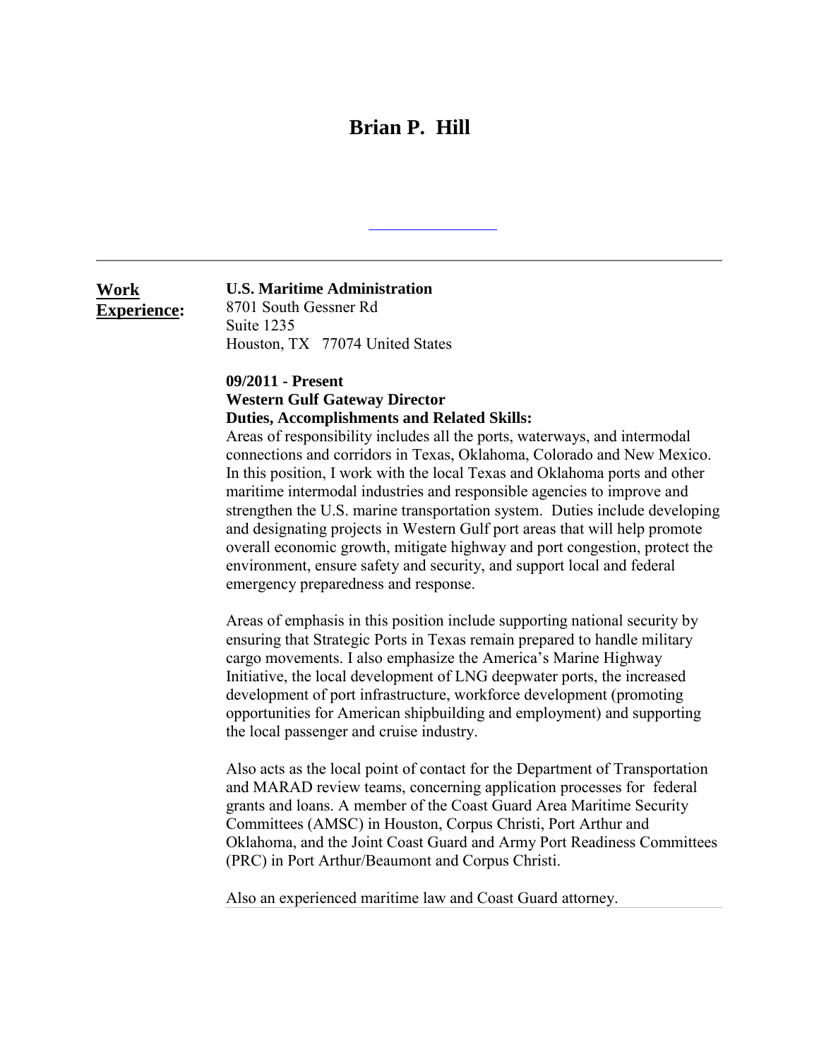# Brian P. Hill

---

**Work Experience:**

**U.S. Maritime Administration**
8701 South Gessner Rd
Suite 1235
Houston, TX 77074 United States

**09/2011 - Present**
**Western Gulf Gateway Director**
**Duties, Accomplishments and Related Skills:**
Areas of responsibility includes all the ports, waterways, and intermodal connections and corridors in Texas, Oklahoma, Colorado and New Mexico. In this position, I work with the local Texas and Oklahoma ports and other maritime intermodal industries and responsible agencies to improve and strengthen the U.S. marine transportation system. Duties include developing and designating projects in Western Gulf port areas that will help promote overall economic growth, mitigate highway and port congestion, protect the environment, ensure safety and security, and support local and federal emergency preparedness and response.

Areas of emphasis in this position include supporting national security by ensuring that Strategic Ports in Texas remain prepared to handle military cargo movements. I also emphasize the America's Marine Highway Initiative, the local development of LNG deepwater ports, the increased development of port infrastructure, workforce development (promoting opportunities for American shipbuilding and employment) and supporting the local passenger and cruise industry.

Also acts as the local point of contact for the Department of Transportation and MARAD review teams, concerning application processes for federal grants and loans. A member of the Coast Guard Area Maritime Security Committees (AMSC) in Houston, Corpus Christi, Port Arthur and Oklahoma, and the Joint Coast Guard and Army Port Readiness Committees (PRC) in Port Arthur/Beaumont and Corpus Christi.

Also an experienced maritime law and Coast Guard attorney.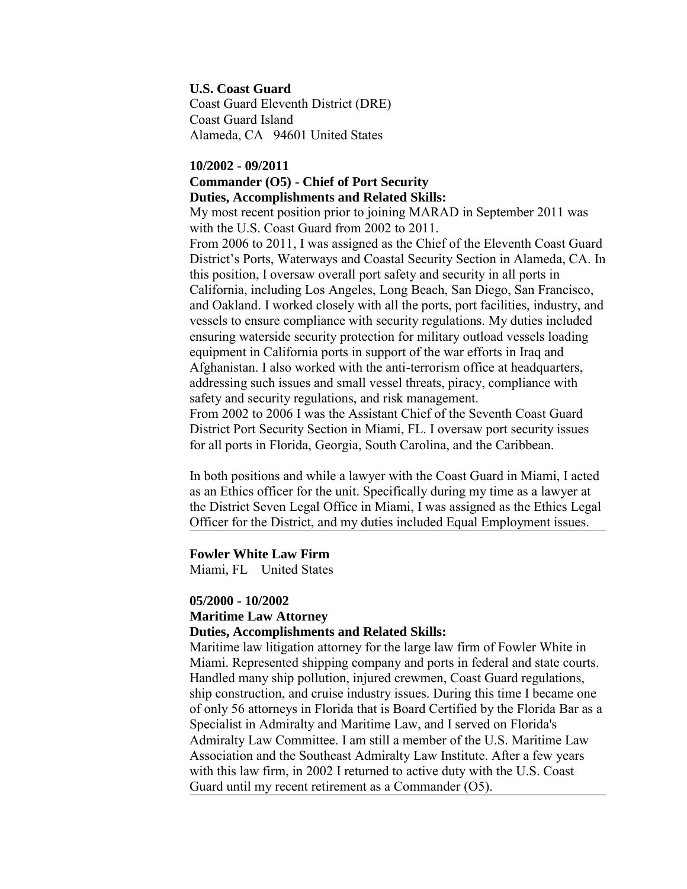**U.S. Coast Guard**
Coast Guard Eleventh District (DRE)
Coast Guard Island
Alameda, CA 94601 United States

**10/2002 - 09/2011**
**Commander (O5) - Chief of Port Security**
**Duties, Accomplishments and Related Skills:**

My most recent position prior to joining MARAD in September 2011 was with the U.S. Coast Guard from 2002 to 2011.
From 2006 to 2011, I was assigned as the Chief of the Eleventh Coast Guard District's Ports, Waterways and Coastal Security Section in Alameda, CA. In this position, I oversaw overall port safety and security in all ports in California, including Los Angeles, Long Beach, San Diego, San Francisco, and Oakland. I worked closely with all the ports, port facilities, industry, and vessels to ensure compliance with security regulations. My duties included ensuring waterside security protection for military outload vessels loading equipment in California ports in support of the war efforts in Iraq and Afghanistan. I also worked with the anti-terrorism office at headquarters, addressing such issues and small vessel threats, piracy, compliance with safety and security regulations, and risk management.
From 2002 to 2006 I was the Assistant Chief of the Seventh Coast Guard District Port Security Section in Miami, FL. I oversaw port security issues for all ports in Florida, Georgia, South Carolina, and the Caribbean.

In both positions and while a lawyer with the Coast Guard in Miami, I acted as an Ethics officer for the unit. Specifically during my time as a lawyer at the District Seven Legal Office in Miami, I was assigned as the Ethics Legal Officer for the District, and my duties included Equal Employment issues.

---

**Fowler White Law Firm**
Miami, FL United States

**05/2000 - 10/2002**
**Maritime Law Attorney**
**Duties, Accomplishments and Related Skills:**

Maritime law litigation attorney for the large law firm of Fowler White in Miami. Represented shipping company and ports in federal and state courts. Handled many ship pollution, injured crewmen, Coast Guard regulations, ship construction, and cruise industry issues. During this time I became one of only 56 attorneys in Florida that is Board Certified by the Florida Bar as a Specialist in Admiralty and Maritime Law, and I served on Florida's Admiralty Law Committee. I am still a member of the U.S. Maritime Law Association and the Southeast Admiralty Law Institute. After a few years with this law firm, in 2002 I returned to active duty with the U.S. Coast Guard until my recent retirement as a Commander (O5).

---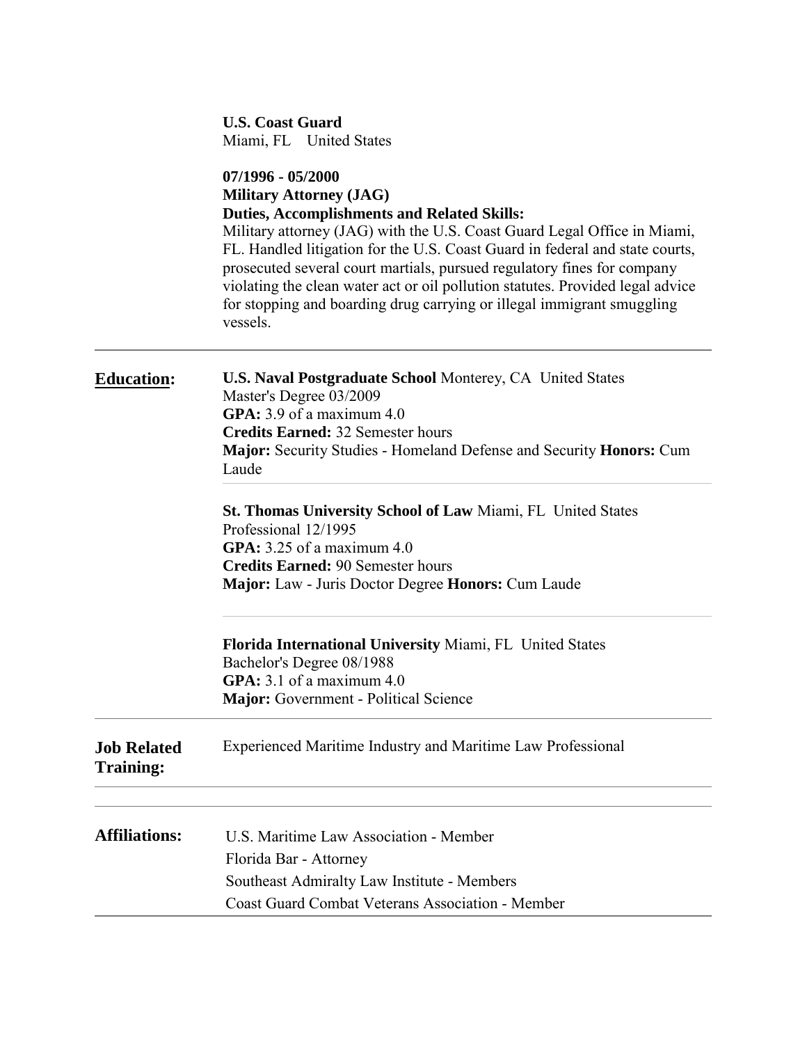**U.S. Coast Guard**
Miami, FL United States

**07/1996 - 05/2000**
**Military Attorney (JAG)**
**Duties, Accomplishments and Related Skills:**
Military attorney (JAG) with the U.S. Coast Guard Legal Office in Miami, FL. Handled litigation for the U.S. Coast Guard in federal and state courts, prosecuted several court martials, pursued regulatory fines for company violating the clean water act or oil pollution statutes. Provided legal advice for stopping and boarding drug carrying or illegal immigrant smuggling vessels.

---

## Education:

**U.S. Naval Postgraduate School** Monterey, CA United States
Master's Degree 03/2009
**GPA:** 3.9 of a maximum 4.0
**Credits Earned:** 32 Semester hours
**Major:** Security Studies - Homeland Defense and Security **Honors:** Cum Laude

**St. Thomas University School of Law** Miami, FL United States
Professional 12/1995
**GPA:** 3.25 of a maximum 4.0
**Credits Earned:** 90 Semester hours
**Major:** Law - Juris Doctor Degree **Honors:** Cum Laude

**Florida International University** Miami, FL United States
Bachelor's Degree 08/1988
**GPA:** 3.1 of a maximum 4.0
**Major:** Government - Political Science

---

## Job Related Training:

Experienced Maritime Industry and Maritime Law Professional

---

## Affiliations:

U.S. Maritime Law Association - Member
Florida Bar - Attorney
Southeast Admiralty Law Institute - Members
Coast Guard Combat Veterans Association - Member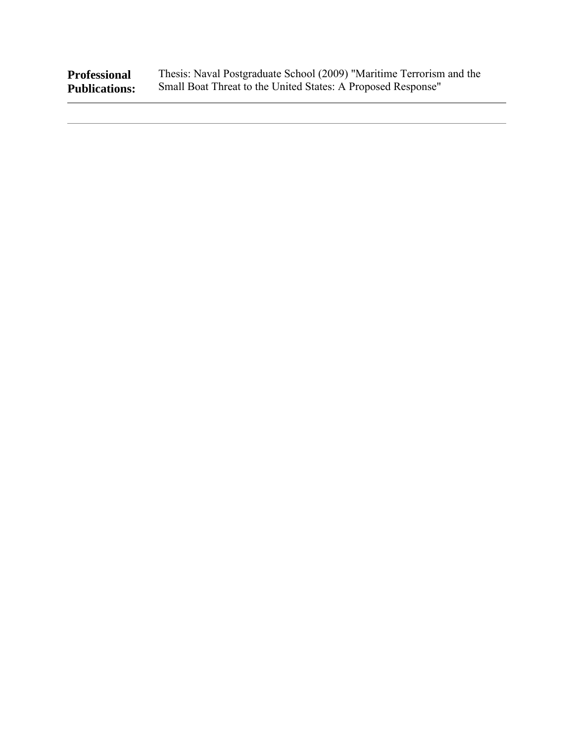| | |
|---|---|
| **Professional Publications:** | Thesis: Naval Postgraduate School (2009) "Maritime Terrorism and the Small Boat Threat to the United States: A Proposed Response" |